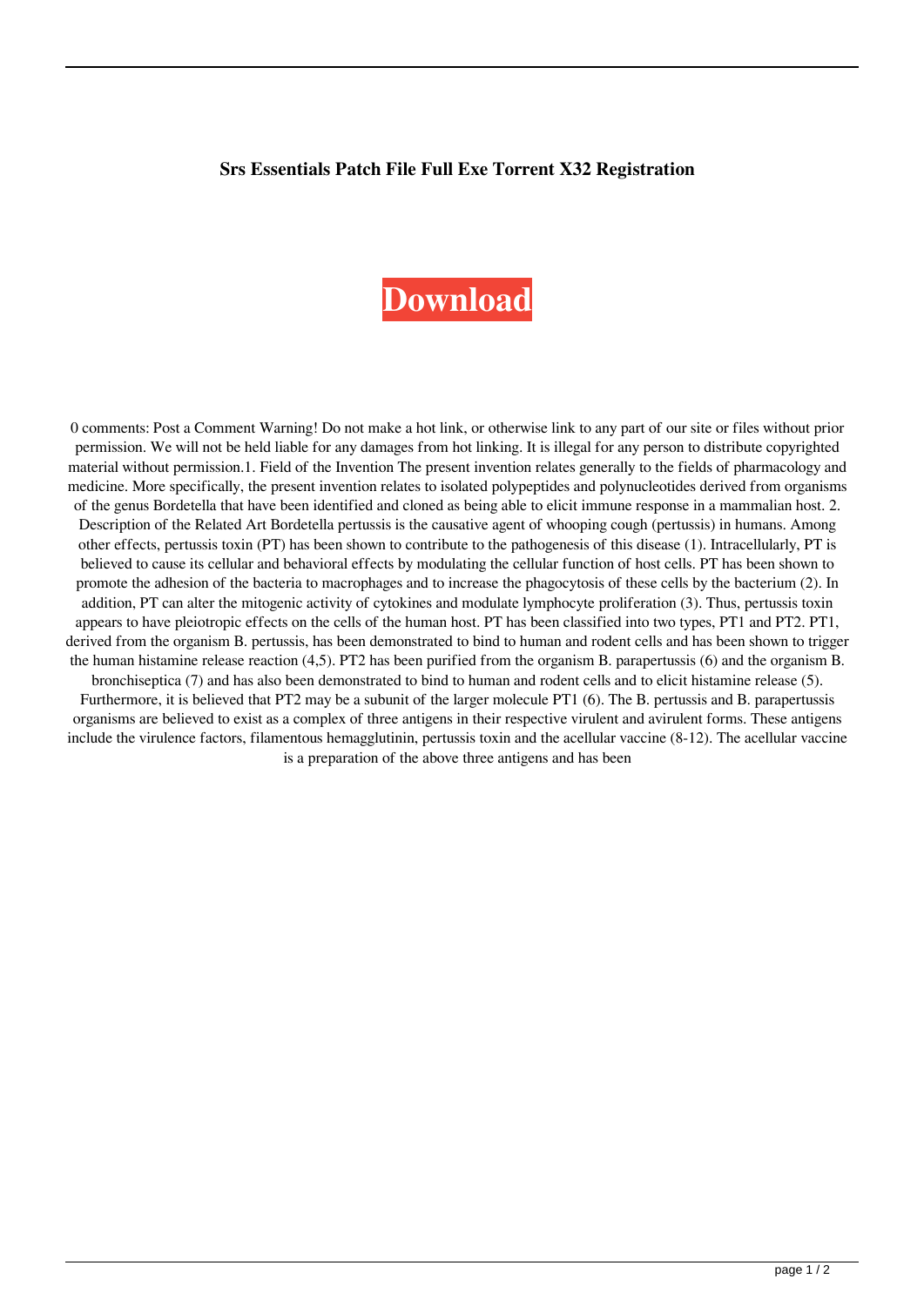**Srs Essentials Patch File Full Exe Torrent X32 Registration**

**Download**

0 comments: Post a Comment Warning! Do not make a hot link, or otherwise link to any part of our site or files without prior permission. We will not be held liable for any damages from hot linking. It is illegal for any person to distribute copyrighted material without permission.1. Field of the Invention The present invention relates generally to the fields of pharmacology and medicine. More specifically, the present invention relates to isolated polypeptides and polynucleotides derived from organisms of the genus Bordetella that have been identified and cloned as being able to elicit immune response in a mammalian host. 2. Description of the Related Art Bordetella pertussis is the causative agent of whooping cough (pertussis) in humans. Among other effects, pertussis toxin (PT) has been shown to contribute to the pathogenesis of this disease (1). Intracellularly, PT is believed to cause its cellular and behavioral effects by modulating the cellular function of host cells. PT has been shown to promote the adhesion of the bacteria to macrophages and to increase the phagocytosis of these cells by the bacterium (2). In addition, PT can alter the mitogenic activity of cytokines and modulate lymphocyte proliferation (3). Thus, pertussis toxin appears to have pleiotropic effects on the cells of the human host. PT has been classified into two types, PT1 and PT2. PT1, derived from the organism B. pertussis, has been demonstrated to bind to human and rodent cells and has been shown to trigger the human histamine release reaction (4,5). PT2 has been purified from the organism B. parapertussis (6) and the organism B. bronchiseptica (7) and has also been demonstrated to bind to human and rodent cells and to elicit histamine release (5). Furthermore, it is believed that PT2 may be a subunit of the larger molecule PT1 (6). The B. pertussis and B. parapertussis organisms are believed to exist as a complex of three antigens in their respective virulent and avirulent forms. These antigens include the virulence factors, filamentous hemagglutinin, pertussis toxin and the acellular vaccine (8-12). The acellular vaccine is a preparation of the above three antigens and has been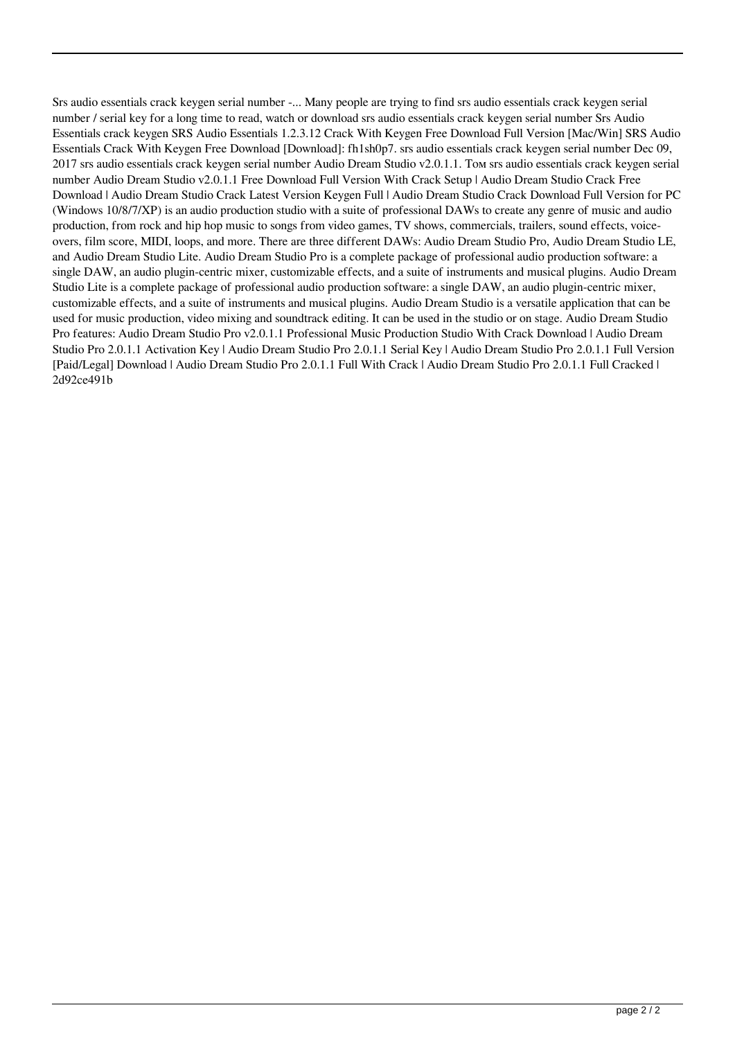Srs audio essentials crack keygen serial number -... Many people are trying to find srs audio essentials crack keygen serial number / serial key for a long time to read, watch or download srs audio essentials crack keygen serial number Srs Audio Essentials crack keygen SRS Audio Essentials 1.2.3.12 Crack With Keygen Free Download Full Version [Mac/Win] SRS Audio Essentials Crack With Keygen Free Download [Download]: fh1sh0p7. srs audio essentials crack keygen serial number Dec 09, 2017 srs audio essentials crack keygen serial number Audio Dream Studio v2.0.1.1. Том srs audio essentials crack keygen serial number Audio Dream Studio v2.0.1.1 Free Download Full Version With Crack Setup | Audio Dream Studio Crack Free Download | Audio Dream Studio Crack Latest Version Keygen Full | Audio Dream Studio Crack Download Full Version for PC (Windows 10/8/7/XP) is an audio production studio with a suite of professional DAWs to create any genre of music and audio production, from rock and hip hop music to songs from video games, TV shows, commercials, trailers, sound effects, voice-overs, film score, MIDI, loops, and more. There are three different DAWs: Audio Dream Studio Pro, Audio Dream Studio LE, and Audio Dream Studio Lite. Audio Dream Studio Pro is a complete package of professional audio production software: a single DAW, an audio plugin-centric mixer, customizable effects, and a suite of instruments and musical plugins. Audio Dream Studio Lite is a complete package of professional audio production software: a single DAW, an audio plugin-centric mixer, customizable effects, and a suite of instruments and musical plugins. Audio Dream Studio is a versatile application that can be used for music production, video mixing and soundtrack editing. It can be used in the studio or on stage. Audio Dream Studio Pro features: Audio Dream Studio Pro v2.0.1.1 Professional Music Production Studio With Crack Download | Audio Dream Studio Pro 2.0.1.1 Activation Key | Audio Dream Studio Pro 2.0.1.1 Serial Key | Audio Dream Studio Pro 2.0.1.1 Full Version [Paid/Legal] Download | Audio Dream Studio Pro 2.0.1.1 Full With Crack | Audio Dream Studio Pro 2.0.1.1 Full Cracked | 2d92ce491b